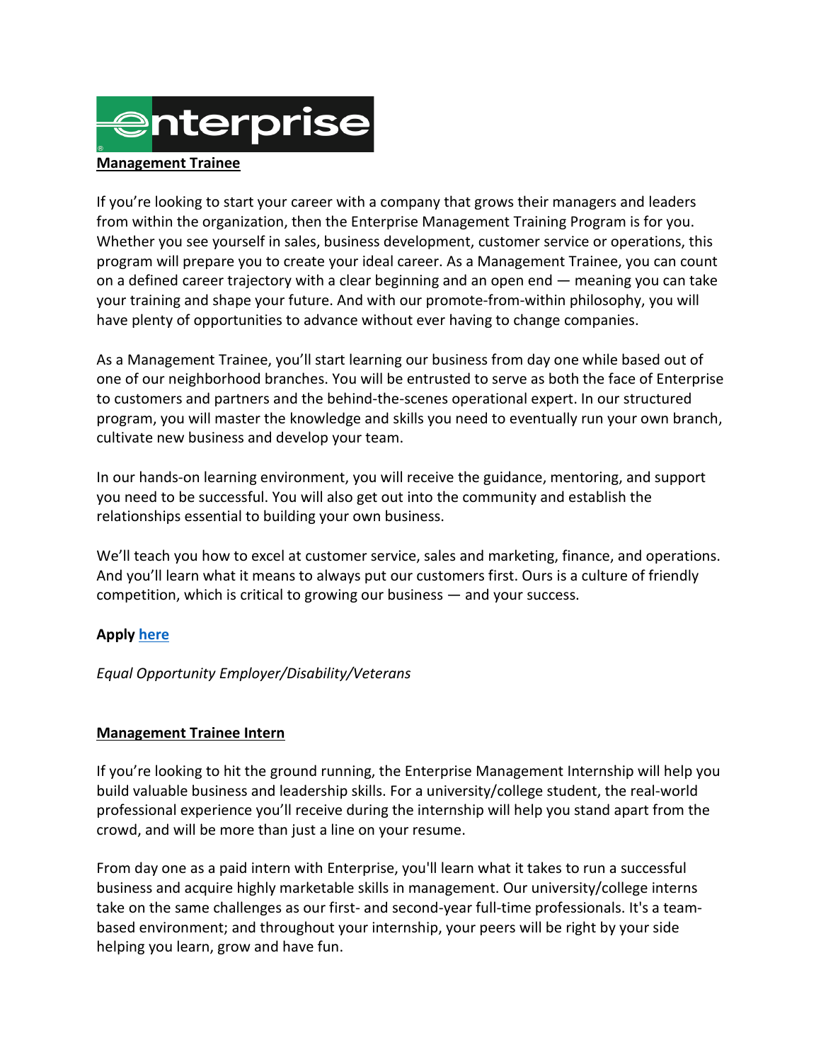enterprise

**Management Trainee**

If you're looking to start your career with a company that grows their managers and leaders from within the organization, then the Enterprise Management Training Program is for you. Whether you see yourself in sales, business development, customer service or operations, this program will prepare you to create your ideal career. As a Management Trainee, you can count on a defined career trajectory with a clear beginning and an open end — meaning you can take your training and shape your future. And with our promote-from-within philosophy, you will have plenty of opportunities to advance without ever having to change companies.

As a Management Trainee, you'll start learning our business from day one while based out of one of our neighborhood branches. You will be entrusted to serve as both the face of Enterprise to customers and partners and the behind-the-scenes operational expert. In our structured program, you will master the knowledge and skills you need to eventually run your own branch, cultivate new business and develop your team.

In our hands-on learning environment, you will receive the guidance, mentoring, and support you need to be successful. You will also get out into the community and establish the relationships essential to building your own business.

We'll teach you how to excel at customer service, sales and marketing, finance, and operations. And you'll learn what it means to always put our customers first. Ours is a culture of friendly competition, which is critical to growing our business — and your success.

**Apply here**

*Equal Opportunity Employer/Disability/Veterans*

**Management Trainee Intern**

If you're looking to hit the ground running, the Enterprise Management Internship will help you build valuable business and leadership skills. For a university/college student, the real-world professional experience you'll receive during the internship will help you stand apart from the crowd, and will be more than just a line on your resume.

From day one as a paid intern with Enterprise, you'll learn what it takes to run a successful business and acquire highly marketable skills in management. Our university/college interns take on the same challenges as our first- and second-year full-time professionals. It's a team-based environment; and throughout your internship, your peers will be right by your side helping you learn, grow and have fun.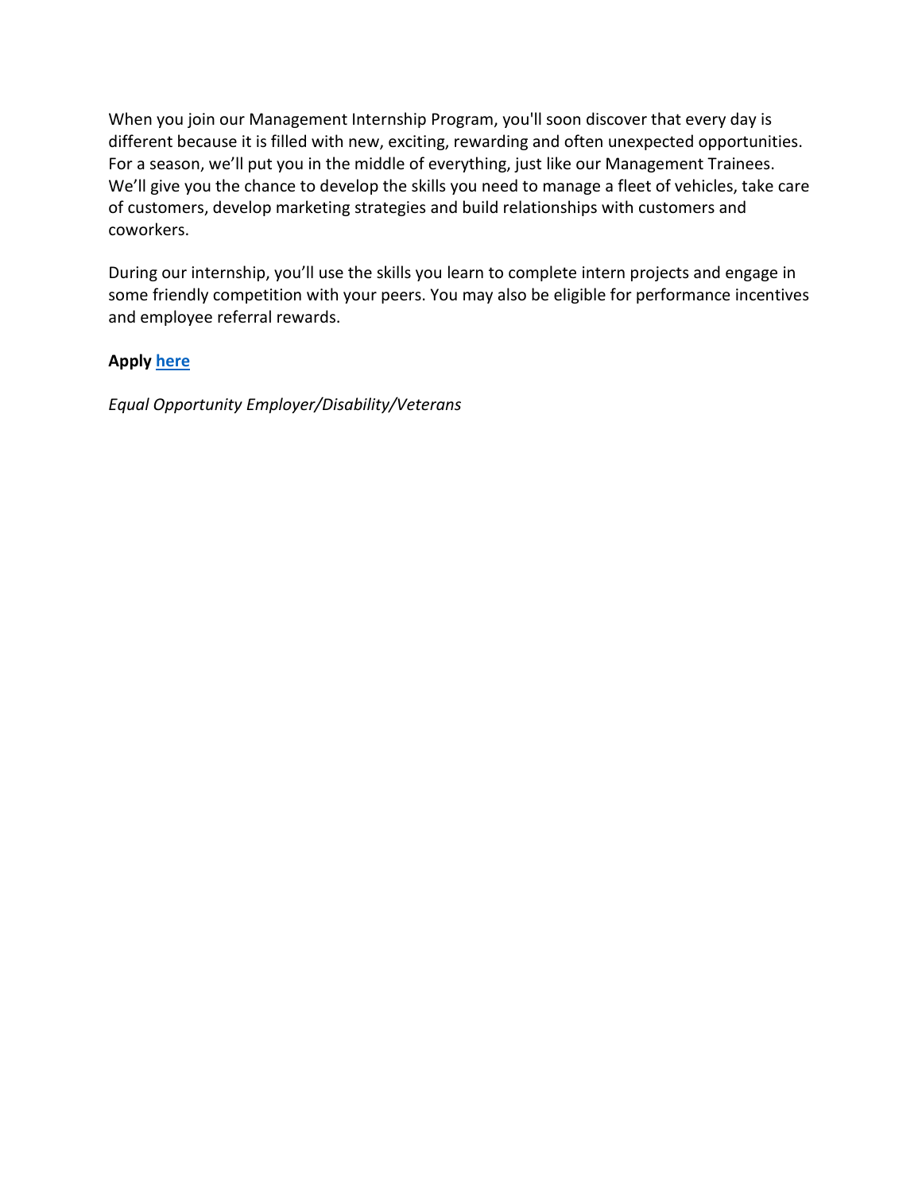When you join our Management Internship Program, you'll soon discover that every day is different because it is filled with new, exciting, rewarding and often unexpected opportunities. For a season, we'll put you in the middle of everything, just like our Management Trainees. We'll give you the chance to develop the skills you need to manage a fleet of vehicles, take care of customers, develop marketing strategies and build relationships with customers and coworkers.

During our internship, you'll use the skills you learn to complete intern projects and engage in some friendly competition with your peers. You may also be eligible for performance incentives and employee referral rewards.

**Apply here**

*Equal Opportunity Employer/Disability/Veterans*